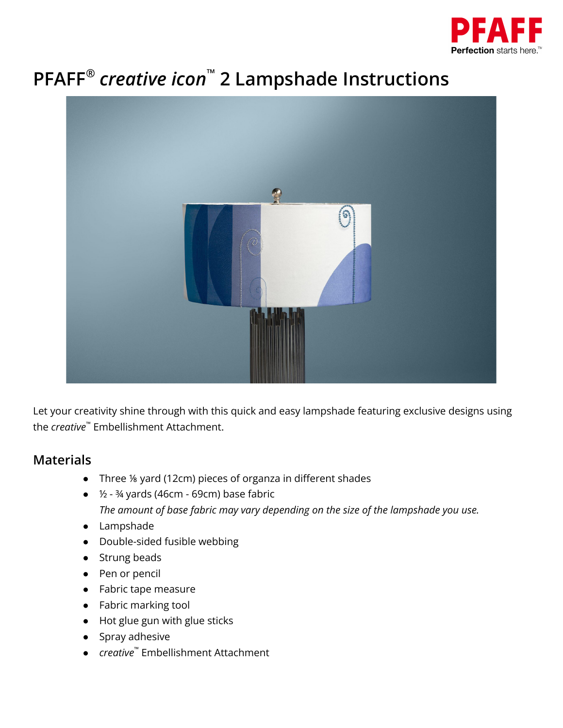# PFAFF® *creative icon*™ 2 Lampshade Instructions

Let your creativity shine through with this quick and easy lampshade featuring exclusive designs using the *creative*™ Embellishment Attachment.

## Materials

- Three ⅛ yard (12cm) pieces of organza in different shades
- ½ - ¾ yards (46cm - 69cm) base fabric
  *The amount of base fabric may vary depending on the size of the lampshade you use.*
- Lampshade
- Double-sided fusible webbing
- Strung beads
- Pen or pencil
- Fabric tape measure
- Fabric marking tool
- Hot glue gun with glue sticks
- Spray adhesive
- *creative*™ Embellishment Attachment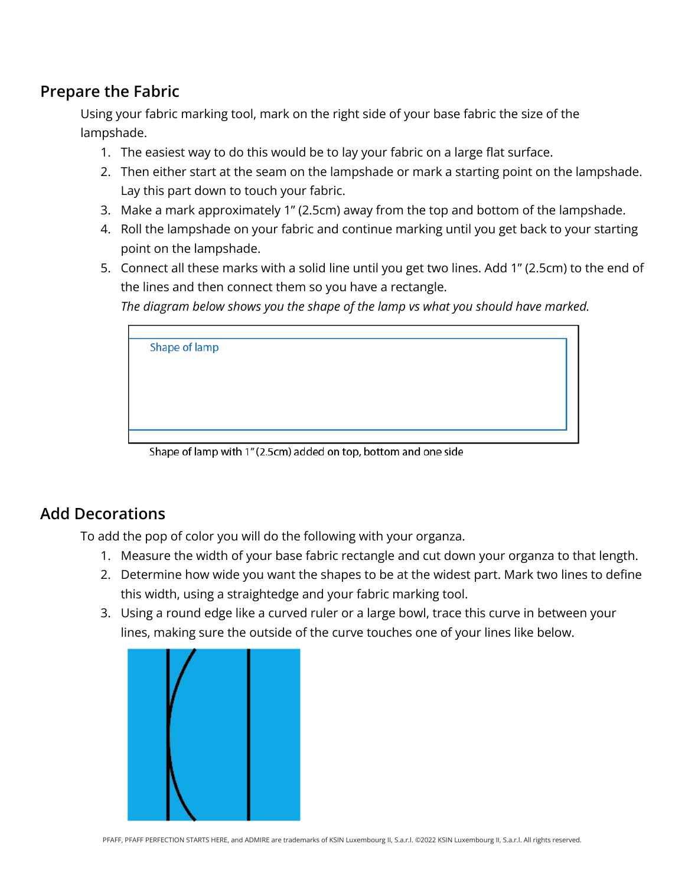## Prepare the Fabric

Using your fabric marking tool, mark on the right side of your base fabric the size of the lampshade.

1. The easiest way to do this would be to lay your fabric on a large flat surface.
2. Then either start at the seam on the lampshade or mark a starting point on the lampshade. Lay this part down to touch your fabric.
3. Make a mark approximately 1” (2.5cm) away from the top and bottom of the lampshade.
4. Roll the lampshade on your fabric and continue marking until you get back to your starting point on the lampshade.
5. Connect all these marks with a solid line until you get two lines. Add 1” (2.5cm) to the end of the lines and then connect them so you have a rectangle.

   *The diagram below shows you the shape of the lamp vs what you should have marked.*

Shape of lamp

Shape of lamp with 1” (2.5cm) added on top, bottom and one side

## Add Decorations

To add the pop of color you will do the following with your organza.

1. Measure the width of your base fabric rectangle and cut down your organza to that length.
2. Determine how wide you want the shapes to be at the widest part. Mark two lines to define this width, using a straightedge and your fabric marking tool.
3. Using a round edge like a curved ruler or a large bowl, trace this curve in between your lines, making sure the outside of the curve touches one of your lines like below.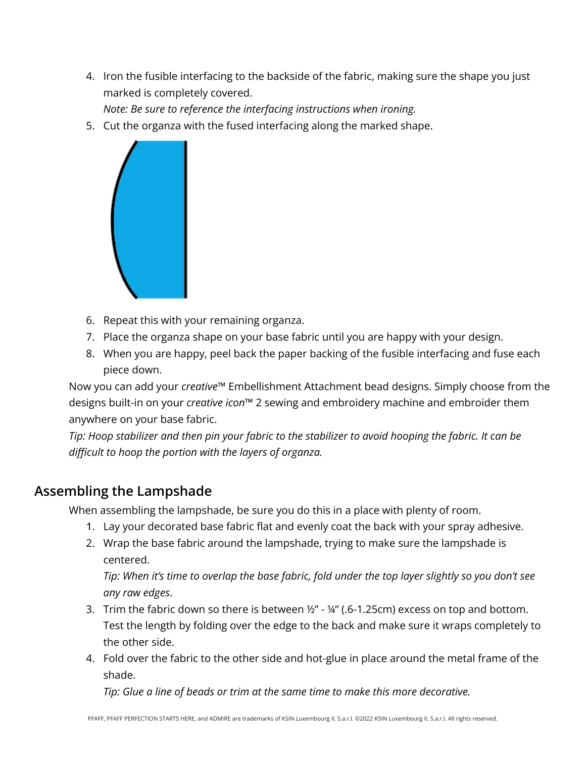4. Iron the fusible interfacing to the backside of the fabric, making sure the shape you just marked is completely covered.
   *Note: Be sure to reference the interfacing instructions when ironing.*
5. Cut the organza with the fused interfacing along the marked shape.
6. Repeat this with your remaining organza.
7. Place the organza shape on your base fabric until you are happy with your design.
8. When you are happy, peel back the paper backing of the fusible interfacing and fuse each piece down.

Now you can add your *creative*™ Embellishment Attachment bead designs. Simply choose from the designs built-in on your *creative icon*™ 2 sewing and embroidery machine and embroider them anywhere on your base fabric.

*Tip: Hoop stabilizer and then pin your fabric to the stabilizer to avoid hooping the fabric. It can be difficult to hoop the portion with the layers of organza.*

## Assembling the Lampshade

When assembling the lampshade, be sure you do this in a place with plenty of room.

1. Lay your decorated base fabric flat and evenly coat the back with your spray adhesive.
2. Wrap the base fabric around the lampshade, trying to make sure the lampshade is centered.
   *Tip: When it's time to overlap the base fabric, fold under the top layer slightly so you don't see any raw edges*.
3. Trim the fabric down so there is between ½" - ¼" (.6-1.25cm) excess on top and bottom. Test the length by folding over the edge to the back and make sure it wraps completely to the other side.
4. Fold over the fabric to the other side and hot-glue in place around the metal frame of the shade.
   *Tip: Glue a line of beads or trim at the same time to make this more decorative.*

PFAFF, PFAFF PERFECTION STARTS HERE, and ADMIRE are trademarks of KSIN Luxembourg II, S.a.r.l. ©2022 KSIN Luxembourg II, S.a.r.l. All rights reserved.